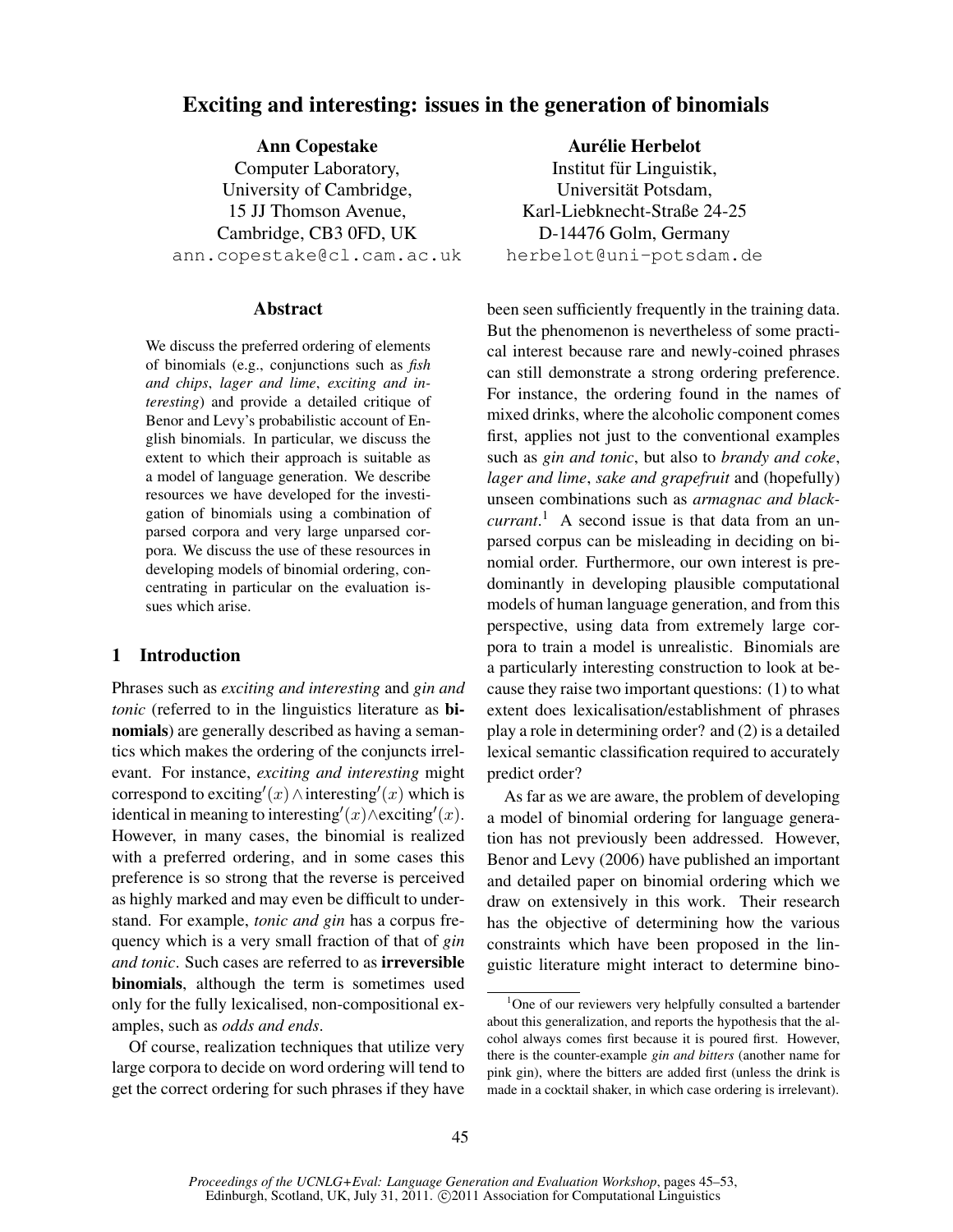# Exciting and interesting: issues in the generation of binomials

**Ann Copestake**
Computer Laboratory,
University of Cambridge,
15 JJ Thomson Avenue,
Cambridge, CB3 0FD, UK
ann.copestake@cl.cam.ac.uk

**Aurélie Herbelot**
Institut für Linguistik,
Universität Potsdam,
Karl-Liebknecht-Straße 24-25
D-14476 Golm, Germany
herbelot@uni-potsdam.de

## Abstract

We discuss the preferred ordering of elements of binomials (e.g., conjunctions such as *fish and chips*, *lager and lime*, *exciting and interesting*) and provide a detailed critique of Benor and Levy's probabilistic account of English binomials. In particular, we discuss the extent to which their approach is suitable as a model of language generation. We describe resources we have developed for the investigation of binomials using a combination of parsed corpora and very large unparsed corpora. We discuss the use of these resources in developing models of binomial ordering, concentrating in particular on the evaluation issues which arise.

## 1 Introduction

Phrases such as *exciting and interesting* and *gin and tonic* (referred to in the linguistics literature as **binomials**) are generally described as having a semantics which makes the ordering of the conjuncts irrelevant. For instance, *exciting and interesting* might correspond to $\text{exciting}'(x) \wedge \text{interesting}'(x)$ which is identical in meaning to $\text{interesting}'(x) \wedge \text{exciting}'(x)$. However, in many cases, the binomial is realized with a preferred ordering, and in some cases this preference is so strong that the reverse is perceived as highly marked and may even be difficult to understand. For example, *tonic and gin* has a corpus frequency which is a very small fraction of that of *gin and tonic*. Such cases are referred to as **irreversible binomials**, although the term is sometimes used only for the fully lexicalised, non-compositional examples, such as *odds and ends*.

Of course, realization techniques that utilize very large corpora to decide on word ordering will tend to get the correct ordering for such phrases if they have been seen sufficiently frequently in the training data. But the phenomenon is nevertheless of some practical interest because rare and newly-coined phrases can still demonstrate a strong ordering preference. For instance, the ordering found in the names of mixed drinks, where the alcoholic component comes first, applies not just to the conventional examples such as *gin and tonic*, but also to *brandy and coke*, *lager and lime*, *sake and grapefruit* and (hopefully) unseen combinations such as *armagnac and blackcurrant*.[1] A second issue is that data from an unparsed corpus can be misleading in deciding on binomial order. Furthermore, our own interest is predominantly in developing plausible computational models of human language generation, and from this perspective, using data from extremely large corpora to train a model is unrealistic. Binomials are a particularly interesting construction to look at because they raise two important questions: (1) to what extent does lexicalisation/establishment of phrases play a role in determining order? and (2) is a detailed lexical semantic classification required to accurately predict order?

As far as we are aware, the problem of developing a model of binomial ordering for language generation has not previously been addressed. However, Benor and Levy (2006) have published an important and detailed paper on binomial ordering which we draw on extensively in this work. Their research has the objective of determining how the various constraints which have been proposed in the linguistic literature might interact to determine bino-

[1] One of our reviewers very helpfully consulted a bartender about this generalization, and reports the hypothesis that the alcohol always comes first because it is poured first. However, there is the counter-example *gin and bitters* (another name for pink gin), where the bitters are added first (unless the drink is made in a cocktail shaker, in which case ordering is irrelevant).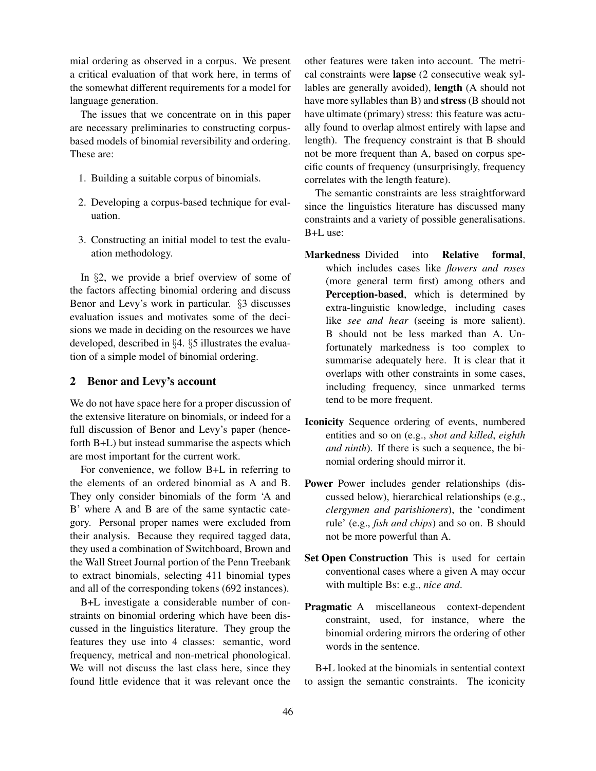mial ordering as observed in a corpus. We present a critical evaluation of that work here, in terms of the somewhat different requirements for a model for language generation.

The issues that we concentrate on in this paper are necessary preliminaries to constructing corpus-based models of binomial reversibility and ordering. These are:

1. Building a suitable corpus of binomials.
2. Developing a corpus-based technique for evaluation.
3. Constructing an initial model to test the evaluation methodology.

In §2, we provide a brief overview of some of the factors affecting binomial ordering and discuss Benor and Levy's work in particular. §3 discusses evaluation issues and motivates some of the decisions we made in deciding on the resources we have developed, described in §4. §5 illustrates the evaluation of a simple model of binomial ordering.

## 2 Benor and Levy's account

We do not have space here for a proper discussion of the extensive literature on binomials, or indeed for a full discussion of Benor and Levy's paper (henceforth B+L) but instead summarise the aspects which are most important for the current work.

For convenience, we follow B+L in referring to the elements of an ordered binomial as A and B. They only consider binomials of the form 'A and B' where A and B are of the same syntactic category. Personal proper names were excluded from their analysis. Because they required tagged data, they used a combination of Switchboard, Brown and the Wall Street Journal portion of the Penn Treebank to extract binomials, selecting 411 binomial types and all of the corresponding tokens (692 instances).

B+L investigate a considerable number of constraints on binomial ordering which have been discussed in the linguistics literature. They group the features they use into 4 classes: semantic, word frequency, metrical and non-metrical phonological. We will not discuss the last class here, since they found little evidence that it was relevant once the other features were taken into account. The metrical constraints were **lapse** (2 consecutive weak syllables are generally avoided), **length** (A should not have more syllables than B) and **stress** (B should not have ultimate (primary) stress: this feature was actually found to overlap almost entirely with lapse and length). The frequency constraint is that B should not be more frequent than A, based on corpus specific counts of frequency (unsurprisingly, frequency correlates with the length feature).

The semantic constraints are less straightforward since the linguistics literature has discussed many constraints and a variety of possible generalisations. B+L use:

**Markedness** Divided into **Relative formal**, which includes cases like *flowers and roses* (more general term first) among others and **Perception-based**, which is determined by extra-linguistic knowledge, including cases like *see and hear* (seeing is more salient). B should not be less marked than A. Unfortunately markedness is too complex to summarise adequately here. It is clear that it overlaps with other constraints in some cases, including frequency, since unmarked terms tend to be more frequent.

**Iconicity** Sequence ordering of events, numbered entities and so on (e.g., *shot and killed*, *eighth and ninth*). If there is such a sequence, the binomial ordering should mirror it.

**Power** Power includes gender relationships (discussed below), hierarchical relationships (e.g., *clergymen and parishioners*), the 'condiment rule' (e.g., *fish and chips*) and so on. B should not be more powerful than A.

**Set Open Construction** This is used for certain conventional cases where a given A may occur with multiple Bs: e.g., *nice and*.

**Pragmatic** A miscellaneous context-dependent constraint, used, for instance, where the binomial ordering mirrors the ordering of other words in the sentence.

B+L looked at the binomials in sentential context to assign the semantic constraints. The iconicity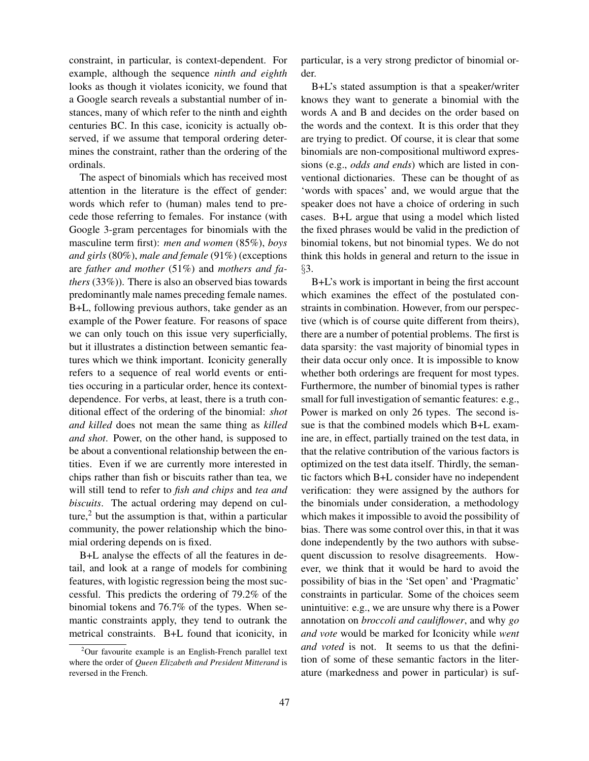constraint, in particular, is context-dependent. For example, although the sequence *ninth and eighth* looks as though it violates iconicity, we found that a Google search reveals a substantial number of instances, many of which refer to the ninth and eighth centuries BC. In this case, iconicity is actually observed, if we assume that temporal ordering determines the constraint, rather than the ordering of the ordinals.

The aspect of binomials which has received most attention in the literature is the effect of gender: words which refer to (human) males tend to precede those referring to females. For instance (with Google 3-gram percentages for binomials with the masculine term first): *men and women* (85%), *boys and girls* (80%), *male and female* (91%) (exceptions are *father and mother* (51%) and *mothers and fathers* (33%)). There is also an observed bias towards predominantly male names preceding female names. B+L, following previous authors, take gender as an example of the Power feature. For reasons of space we can only touch on this issue very superficially, but it illustrates a distinction between semantic features which we think important. Iconicity generally refers to a sequence of real world events or entities occuring in a particular order, hence its context-dependence. For verbs, at least, there is a truth conditional effect of the ordering of the binomial: *shot and killed* does not mean the same thing as *killed and shot*. Power, on the other hand, is supposed to be about a conventional relationship between the entities. Even if we are currently more interested in chips rather than fish or biscuits rather than tea, we will still tend to refer to *fish and chips* and *tea and biscuits*. The actual ordering may depend on culture,[2] but the assumption is that, within a particular community, the power relationship which the binomial ordering depends on is fixed.

B+L analyse the effects of all the features in detail, and look at a range of models for combining features, with logistic regression being the most successful. This predicts the ordering of 79.2% of the binomial tokens and 76.7% of the types. When semantic constraints apply, they tend to outrank the metrical constraints. B+L found that iconicity, in particular, is a very strong predictor of binomial order.

B+L's stated assumption is that a speaker/writer knows they want to generate a binomial with the words A and B and decides on the order based on the words and the context. It is this order that they are trying to predict. Of course, it is clear that some binomials are non-compositional multiword expressions (e.g., *odds and ends*) which are listed in conventional dictionaries. These can be thought of as 'words with spaces' and, we would argue that the speaker does not have a choice of ordering in such cases. B+L argue that using a model which listed the fixed phrases would be valid in the prediction of binomial tokens, but not binomial types. We do not think this holds in general and return to the issue in §3.

B+L's work is important in being the first account which examines the effect of the postulated constraints in combination. However, from our perspective (which is of course quite different from theirs), there are a number of potential problems. The first is data sparsity: the vast majority of binomial types in their data occur only once. It is impossible to know whether both orderings are frequent for most types. Furthermore, the number of binomial types is rather small for full investigation of semantic features: e.g., Power is marked on only 26 types. The second issue is that the combined models which B+L examine are, in effect, partially trained on the test data, in that the relative contribution of the various factors is optimized on the test data itself. Thirdly, the semantic factors which B+L consider have no independent verification: they were assigned by the authors for the binomials under consideration, a methodology which makes it impossible to avoid the possibility of bias. There was some control over this, in that it was done independently by the two authors with subsequent discussion to resolve disagreements. However, we think that it would be hard to avoid the possibility of bias in the 'Set open' and 'Pragmatic' constraints in particular. Some of the choices seem unintuitive: e.g., we are unsure why there is a Power annotation on *broccoli and cauliflower*, and why *go and vote* would be marked for Iconicity while *went and voted* is not. It seems to us that the definition of some of these semantic factors in the literature (markedness and power in particular) is suf-

[2] Our favourite example is an English-French parallel text where the order of *Queen Elizabeth and President Mitterand* is reversed in the French.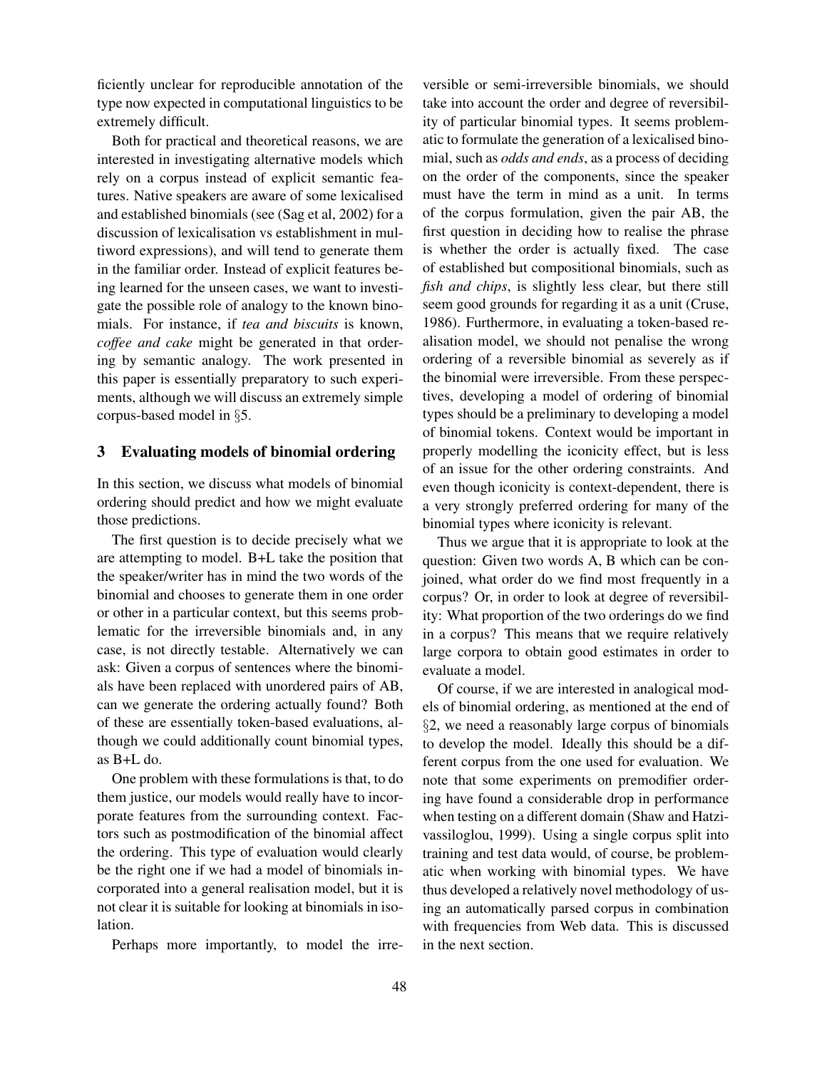ficiently unclear for reproducible annotation of the type now expected in computational linguistics to be extremely difficult.

Both for practical and theoretical reasons, we are interested in investigating alternative models which rely on a corpus instead of explicit semantic features. Native speakers are aware of some lexicalised and established binomials (see (Sag et al, 2002) for a discussion of lexicalisation vs establishment in multiword expressions), and will tend to generate them in the familiar order. Instead of explicit features being learned for the unseen cases, we want to investigate the possible role of analogy to the known binomials. For instance, if *tea and biscuits* is known, *coffee and cake* might be generated in that ordering by semantic analogy. The work presented in this paper is essentially preparatory to such experiments, although we will discuss an extremely simple corpus-based model in §5.

## 3 Evaluating models of binomial ordering

In this section, we discuss what models of binomial ordering should predict and how we might evaluate those predictions.

The first question is to decide precisely what we are attempting to model. B+L take the position that the speaker/writer has in mind the two words of the binomial and chooses to generate them in one order or other in a particular context, but this seems problematic for the irreversible binomials and, in any case, is not directly testable. Alternatively we can ask: Given a corpus of sentences where the binomials have been replaced with unordered pairs of AB, can we generate the ordering actually found? Both of these are essentially token-based evaluations, although we could additionally count binomial types, as B+L do.

One problem with these formulations is that, to do them justice, our models would really have to incorporate features from the surrounding context. Factors such as postmodification of the binomial affect the ordering. This type of evaluation would clearly be the right one if we had a model of binomials incorporated into a general realisation model, but it is not clear it is suitable for looking at binomials in isolation.

Perhaps more importantly, to model the irreversible or semi-irreversible binomials, we should take into account the order and degree of reversibility of particular binomial types. It seems problematic to formulate the generation of a lexicalised binomial, such as *odds and ends*, as a process of deciding on the order of the components, since the speaker must have the term in mind as a unit. In terms of the corpus formulation, given the pair AB, the first question in deciding how to realise the phrase is whether the order is actually fixed. The case of established but compositional binomials, such as *fish and chips*, is slightly less clear, but there still seem good grounds for regarding it as a unit (Cruse, 1986). Furthermore, in evaluating a token-based realisation model, we should not penalise the wrong ordering of a reversible binomial as severely as if the binomial were irreversible. From these perspectives, developing a model of ordering of binomial types should be a preliminary to developing a model of binomial tokens. Context would be important in properly modelling the iconicity effect, but is less of an issue for the other ordering constraints. And even though iconicity is context-dependent, there is a very strongly preferred ordering for many of the binomial types where iconicity is relevant.

Thus we argue that it is appropriate to look at the question: Given two words A, B which can be conjoined, what order do we find most frequently in a corpus? Or, in order to look at degree of reversibility: What proportion of the two orderings do we find in a corpus? This means that we require relatively large corpora to obtain good estimates in order to evaluate a model.

Of course, if we are interested in analogical models of binomial ordering, as mentioned at the end of §2, we need a reasonably large corpus of binomials to develop the model. Ideally this should be a different corpus from the one used for evaluation. We note that some experiments on premodifier ordering have found a considerable drop in performance when testing on a different domain (Shaw and Hatzivassiloglou, 1999). Using a single corpus split into training and test data would, of course, be problematic when working with binomial types. We have thus developed a relatively novel methodology of using an automatically parsed corpus in combination with frequencies from Web data. This is discussed in the next section.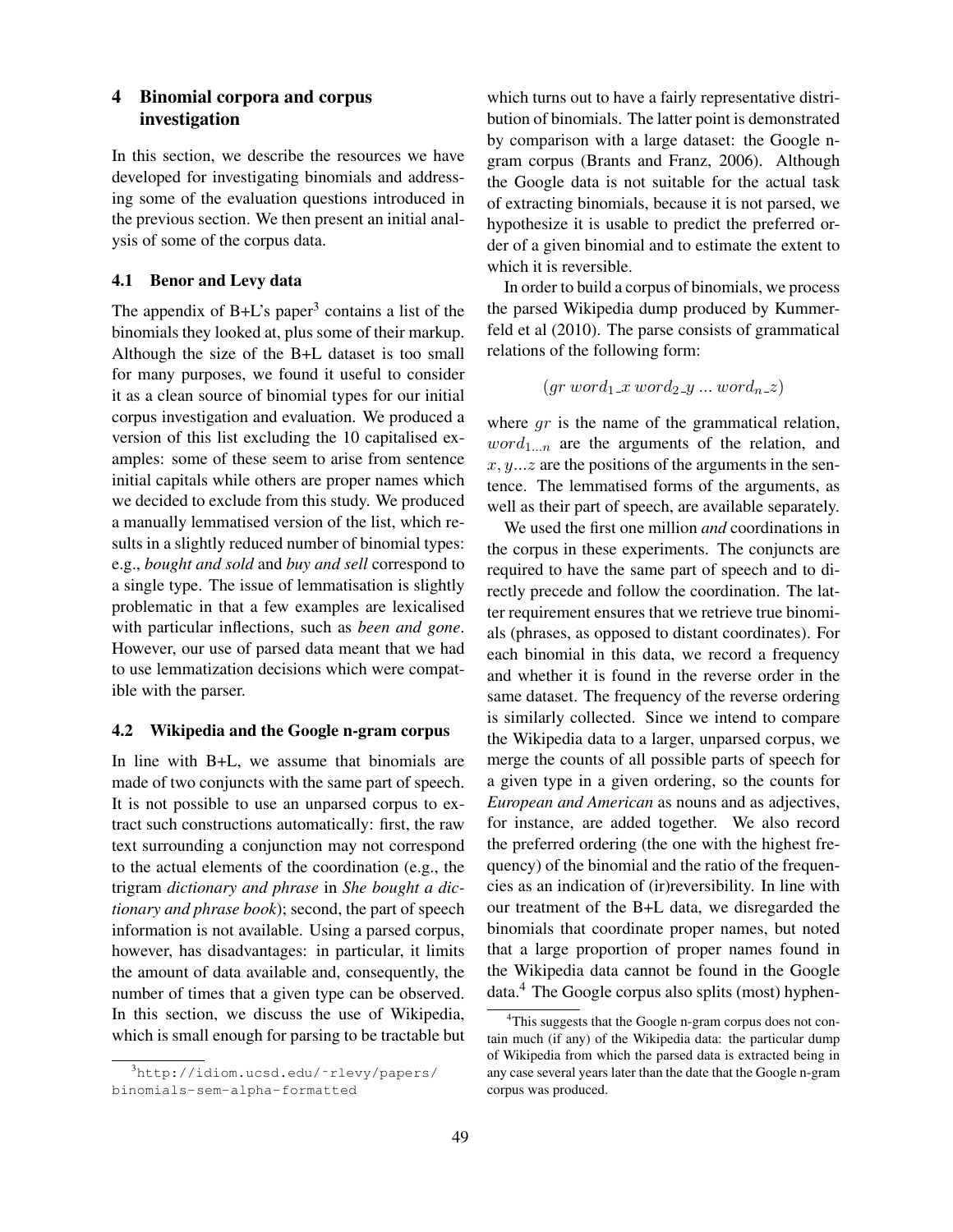## 4 Binomial corpora and corpus investigation

In this section, we describe the resources we have developed for investigating binomials and addressing some of the evaluation questions introduced in the previous section. We then present an initial analysis of some of the corpus data.

### 4.1 Benor and Levy data

The appendix of B+L's paper[3] contains a list of the binomials they looked at, plus some of their markup. Although the size of the B+L dataset is too small for many purposes, we found it useful to consider it as a clean source of binomial types for our initial corpus investigation and evaluation. We produced a version of this list excluding the 10 capitalised examples: some of these seem to arise from sentence initial capitals while others are proper names which we decided to exclude from this study. We produced a manually lemmatised version of the list, which results in a slightly reduced number of binomial types: e.g., *bought and sold* and *buy and sell* correspond to a single type. The issue of lemmatisation is slightly problematic in that a few examples are lexicalised with particular inflections, such as *been and gone*. However, our use of parsed data meant that we had to use lemmatization decisions which were compatible with the parser.

### 4.2 Wikipedia and the Google n-gram corpus

In line with B+L, we assume that binomials are made of two conjuncts with the same part of speech. It is not possible to use an unparsed corpus to extract such constructions automatically: first, the raw text surrounding a conjunction may not correspond to the actual elements of the coordination (e.g., the trigram *dictionary and phrase* in *She bought a dictionary and phrase book*); second, the part of speech information is not available. Using a parsed corpus, however, has disadvantages: in particular, it limits the amount of data available and, consequently, the number of times that a given type can be observed. In this section, we discuss the use of Wikipedia, which is small enough for parsing to be tractable but which turns out to have a fairly representative distribution of binomials. The latter point is demonstrated by comparison with a large dataset: the Google n-gram corpus (Brants and Franz, 2006). Although the Google data is not suitable for the actual task of extracting binomials, because it is not parsed, we hypothesize it is usable to predict the preferred order of a given binomial and to estimate the extent to which it is reversible.

In order to build a corpus of binomials, we process the parsed Wikipedia dump produced by Kummerfeld et al (2010). The parse consists of grammatical relations of the following form:

$$(gr\ word_1\_x\ word_2\_y\ ...\ word_n\_z)$$

where $gr$ is the name of the grammatical relation, $word_{1...n}$ are the arguments of the relation, and $x, y...z$ are the positions of the arguments in the sentence. The lemmatised forms of the arguments, as well as their part of speech, are available separately.

We used the first one million *and* coordinations in the corpus in these experiments. The conjuncts are required to have the same part of speech and to directly precede and follow the coordination. The latter requirement ensures that we retrieve true binomials (phrases, as opposed to distant coordinates). For each binomial in this data, we record a frequency and whether it is found in the reverse order in the same dataset. The frequency of the reverse ordering is similarly collected. Since we intend to compare the Wikipedia data to a larger, unparsed corpus, we merge the counts of all possible parts of speech for a given type in a given ordering, so the counts for *European and American* as nouns and as adjectives, for instance, are added together. We also record the preferred ordering (the one with the highest frequency) of the binomial and the ratio of the frequencies as an indication of (ir)reversibility. In line with our treatment of the B+L data, we disregarded the binomials that coordinate proper names, but noted that a large proportion of proper names found in the Wikipedia data cannot be found in the Google data.[4] The Google corpus also splits (most) hyphen-

[3] http://idiom.ucsd.edu/~rlevy/papers/binomials-sem-alpha-formatted

[4] This suggests that the Google n-gram corpus does not contain much (if any) of the Wikipedia data: the particular dump of Wikipedia from which the parsed data is extracted being in any case several years later than the date that the Google n-gram corpus was produced.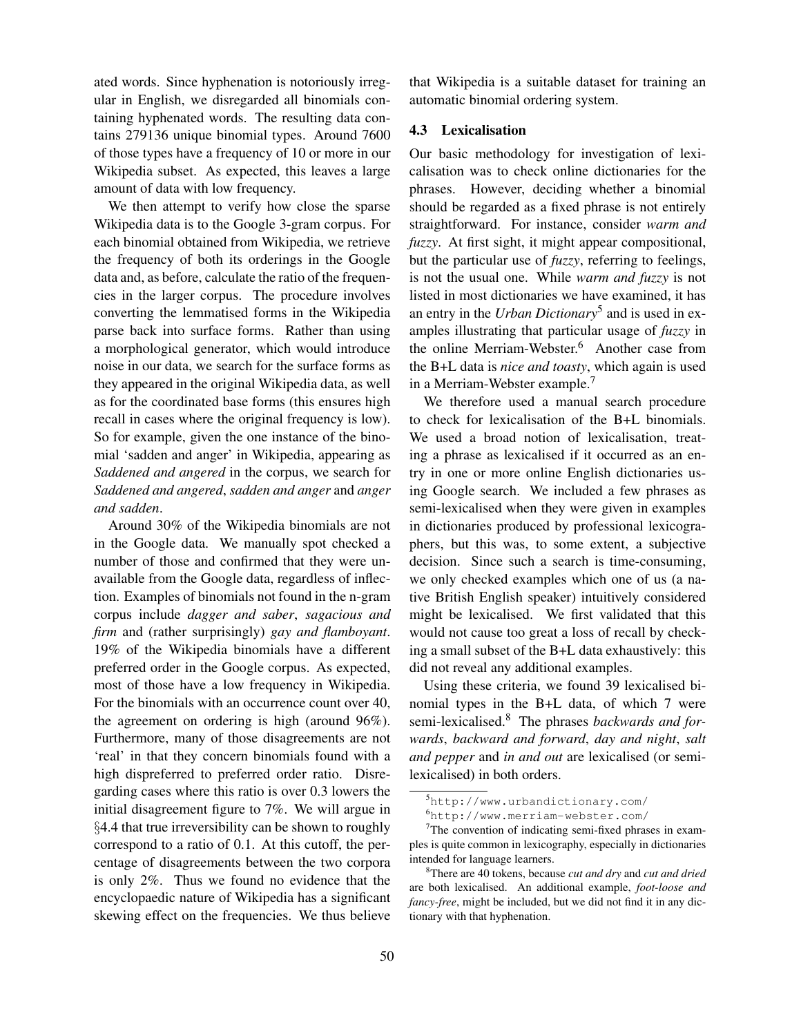ated words. Since hyphenation is notoriously irregular in English, we disregarded all binomials containing hyphenated words. The resulting data contains 279136 unique binomial types. Around 7600 of those types have a frequency of 10 or more in our Wikipedia subset. As expected, this leaves a large amount of data with low frequency.

We then attempt to verify how close the sparse Wikipedia data is to the Google 3-gram corpus. For each binomial obtained from Wikipedia, we retrieve the frequency of both its orderings in the Google data and, as before, calculate the ratio of the frequencies in the larger corpus. The procedure involves converting the lemmatised forms in the Wikipedia parse back into surface forms. Rather than using a morphological generator, which would introduce noise in our data, we search for the surface forms as they appeared in the original Wikipedia data, as well as for the coordinated base forms (this ensures high recall in cases where the original frequency is low). So for example, given the one instance of the binomial 'sadden and anger' in Wikipedia, appearing as *Saddened and angered* in the corpus, we search for *Saddened and angered*, *sadden and anger* and *anger and sadden*.

Around 30% of the Wikipedia binomials are not in the Google data. We manually spot checked a number of those and confirmed that they were unavailable from the Google data, regardless of inflection. Examples of binomials not found in the n-gram corpus include *dagger and saber*, *sagacious and firm* and (rather surprisingly) *gay and flamboyant*. 19% of the Wikipedia binomials have a different preferred order in the Google corpus. As expected, most of those have a low frequency in Wikipedia. For the binomials with an occurrence count over 40, the agreement on ordering is high (around 96%). Furthermore, many of those disagreements are not 'real' in that they concern binomials found with a high dispreferred to preferred order ratio. Disregarding cases where this ratio is over 0.3 lowers the initial disagreement figure to 7%. We will argue in §4.4 that true irreversibility can be shown to roughly correspond to a ratio of 0.1. At this cutoff, the percentage of disagreements between the two corpora is only 2%. Thus we found no evidence that the encyclopaedic nature of Wikipedia has a significant skewing effect on the frequencies. We thus believe that Wikipedia is a suitable dataset for training an automatic binomial ordering system.

### 4.3 Lexicalisation

Our basic methodology for investigation of lexicalisation was to check online dictionaries for the phrases. However, deciding whether a binomial should be regarded as a fixed phrase is not entirely straightforward. For instance, consider *warm and fuzzy*. At first sight, it might appear compositional, but the particular use of *fuzzy*, referring to feelings, is not the usual one. While *warm and fuzzy* is not listed in most dictionaries we have examined, it has an entry in the *Urban Dictionary*[5] and is used in examples illustrating that particular usage of *fuzzy* in the online Merriam-Webster.[6] Another case from the B+L data is *nice and toasty*, which again is used in a Merriam-Webster example.[7]

We therefore used a manual search procedure to check for lexicalisation of the B+L binomials. We used a broad notion of lexicalisation, treating a phrase as lexicalised if it occurred as an entry in one or more online English dictionaries using Google search. We included a few phrases as semi-lexicalised when they were given in examples in dictionaries produced by professional lexicographers, but this was, to some extent, a subjective decision. Since such a search is time-consuming, we only checked examples which one of us (a native British English speaker) intuitively considered might be lexicalised. We first validated that this would not cause too great a loss of recall by checking a small subset of the B+L data exhaustively: this did not reveal any additional examples.

Using these criteria, we found 39 lexicalised binomial types in the B+L data, of which 7 were semi-lexicalised.[8] The phrases *backwards and forwards*, *backward and forward*, *day and night*, *salt and pepper* and *in and out* are lexicalised (or semi-lexicalised) in both orders.

[5] http://www.urbandictionary.com/

[6] http://www.merriam-webster.com/

[7] The convention of indicating semi-fixed phrases in examples is quite common in lexicography, especially in dictionaries intended for language learners.

[8] There are 40 tokens, because *cut and dry* and *cut and dried* are both lexicalised. An additional example, *foot-loose and fancy-free*, might be included, but we did not find it in any dictionary with that hyphenation.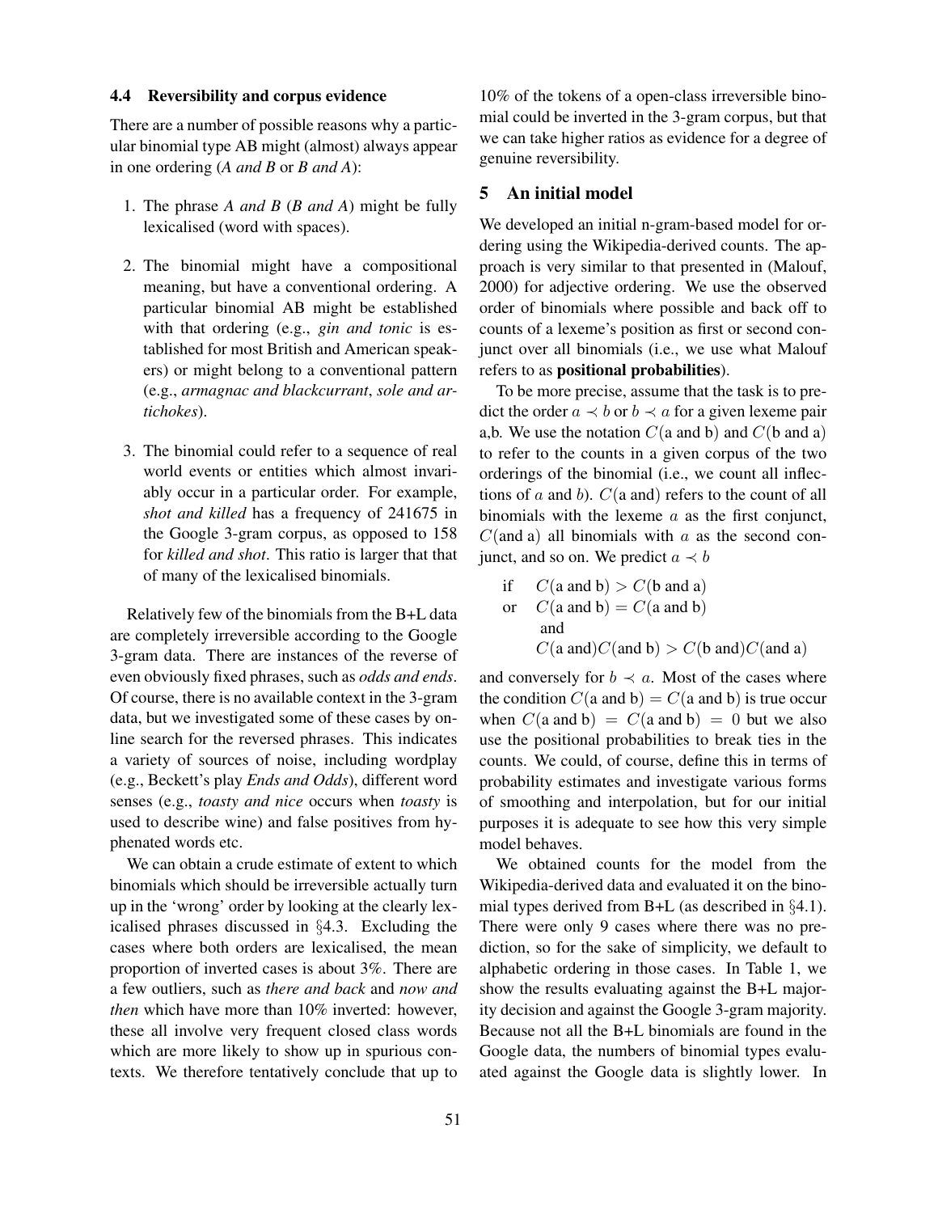### 4.4 Reversibility and corpus evidence

There are a number of possible reasons why a particular binomial type AB might (almost) always appear in one ordering (*A and B* or *B and A*):

1. The phrase *A and B* (*B and A*) might be fully lexicalised (word with spaces).
2. The binomial might have a compositional meaning, but have a conventional ordering. A particular binomial AB might be established with that ordering (e.g., *gin and tonic* is established for most British and American speakers) or might belong to a conventional pattern (e.g., *armagnac and blackcurrant*, *sole and artichokes*).
3. The binomial could refer to a sequence of real world events or entities which almost invariably occur in a particular order. For example, *shot and killed* has a frequency of 241675 in the Google 3-gram corpus, as opposed to 158 for *killed and shot*. This ratio is larger that that of many of the lexicalised binomials.

Relatively few of the binomials from the B+L data are completely irreversible according to the Google 3-gram data. There are instances of the reverse of even obviously fixed phrases, such as *odds and ends*. Of course, there is no available context in the 3-gram data, but we investigated some of these cases by online search for the reversed phrases. This indicates a variety of sources of noise, including wordplay (e.g., Beckett's play *Ends and Odds*), different word senses (e.g., *toasty and nice* occurs when *toasty* is used to describe wine) and false positives from hyphenated words etc.

We can obtain a crude estimate of extent to which binomials which should be irreversible actually turn up in the 'wrong' order by looking at the clearly lexicalised phrases discussed in §4.3. Excluding the cases where both orders are lexicalised, the mean proportion of inverted cases is about 3%. There are a few outliers, such as *there and back* and *now and then* which have more than 10% inverted: however, these all involve very frequent closed class words which are more likely to show up in spurious contexts. We therefore tentatively conclude that up to 10% of the tokens of a open-class irreversible binomial could be inverted in the 3-gram corpus, but that we can take higher ratios as evidence for a degree of genuine reversibility.

## 5 An initial model

We developed an initial n-gram-based model for ordering using the Wikipedia-derived counts. The approach is very similar to that presented in (Malouf, 2000) for adjective ordering. We use the observed order of binomials where possible and back off to counts of a lexeme's position as first or second conjunct over all binomials (i.e., we use what Malouf refers to as **positional probabilities**).

To be more precise, assume that the task is to predict the order $a \prec b$ or $b \prec a$ for a given lexeme pair a,b. We use the notation $C(\text{a and b})$ and $C(\text{b and a})$ to refer to the counts in a given corpus of the two orderings of the binomial (i.e., we count all inflections of $a$ and $b$). $C(\text{a and})$ refers to the count of all binomials with the lexeme $a$ as the first conjunct, $C(\text{and a})$ all binomials with $a$ as the second conjunct, and so on. We predict $a \prec b$

$$
\begin{array}{ll}
\text{if} & C(\text{a and b}) > C(\text{b and a}) \\
\text{or} & C(\text{a and b}) = C(\text{a and b}) \\
 & \text{and} \\
 & C(\text{a and})C(\text{and b}) > C(\text{b and})C(\text{and a})
\end{array}
$$

and conversely for $b \prec a$. Most of the cases where the condition $C(\text{a and b}) = C(\text{a and b})$ is true occur when $C(\text{a and b}) = C(\text{a and b}) = 0$ but we also use the positional probabilities to break ties in the counts. We could, of course, define this in terms of probability estimates and investigate various forms of smoothing and interpolation, but for our initial purposes it is adequate to see how this very simple model behaves.

We obtained counts for the model from the Wikipedia-derived data and evaluated it on the binomial types derived from B+L (as described in §4.1). There were only 9 cases where there was no prediction, so for the sake of simplicity, we default to alphabetic ordering in those cases. In Table 1, we show the results evaluating against the B+L majority decision and against the Google 3-gram majority. Because not all the B+L binomials are found in the Google data, the numbers of binomial types evaluated against the Google data is slightly lower. In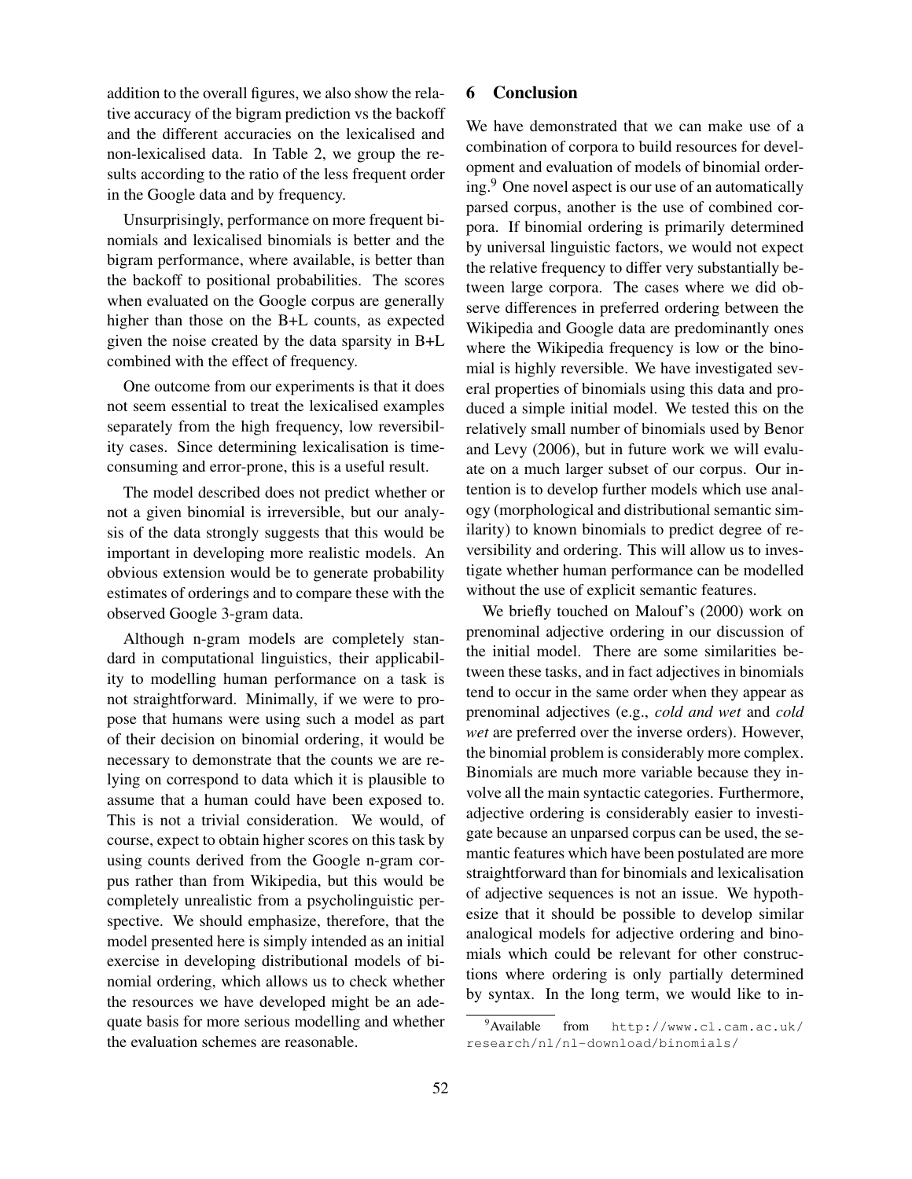addition to the overall figures, we also show the relative accuracy of the bigram prediction vs the backoff and the different accuracies on the lexicalised and non-lexicalised data. In Table 2, we group the results according to the ratio of the less frequent order in the Google data and by frequency.

Unsurprisingly, performance on more frequent binomials and lexicalised binomials is better and the bigram performance, where available, is better than the backoff to positional probabilities. The scores when evaluated on the Google corpus are generally higher than those on the B+L counts, as expected given the noise created by the data sparsity in B+L combined with the effect of frequency.

One outcome from our experiments is that it does not seem essential to treat the lexicalised examples separately from the high frequency, low reversibility cases. Since determining lexicalisation is time-consuming and error-prone, this is a useful result.

The model described does not predict whether or not a given binomial is irreversible, but our analysis of the data strongly suggests that this would be important in developing more realistic models. An obvious extension would be to generate probability estimates of orderings and to compare these with the observed Google 3-gram data.

Although n-gram models are completely standard in computational linguistics, their applicability to modelling human performance on a task is not straightforward. Minimally, if we were to propose that humans were using such a model as part of their decision on binomial ordering, it would be necessary to demonstrate that the counts we are relying on correspond to data which it is plausible to assume that a human could have been exposed to. This is not a trivial consideration. We would, of course, expect to obtain higher scores on this task by using counts derived from the Google n-gram corpus rather than from Wikipedia, but this would be completely unrealistic from a psycholinguistic perspective. We should emphasize, therefore, that the model presented here is simply intended as an initial exercise in developing distributional models of binomial ordering, which allows us to check whether the resources we have developed might be an adequate basis for more serious modelling and whether the evaluation schemes are reasonable.

## 6 Conclusion

We have demonstrated that we can make use of a combination of corpora to build resources for development and evaluation of models of binomial ordering.[9] One novel aspect is our use of an automatically parsed corpus, another is the use of combined corpora. If binomial ordering is primarily determined by universal linguistic factors, we would not expect the relative frequency to differ very substantially between large corpora. The cases where we did observe differences in preferred ordering between the Wikipedia and Google data are predominantly ones where the Wikipedia frequency is low or the binomial is highly reversible. We have investigated several properties of binomials using this data and produced a simple initial model. We tested this on the relatively small number of binomials used by Benor and Levy (2006), but in future work we will evaluate on a much larger subset of our corpus. Our intention is to develop further models which use analogy (morphological and distributional semantic similarity) to known binomials to predict degree of reversibility and ordering. This will allow us to investigate whether human performance can be modelled without the use of explicit semantic features.

We briefly touched on Malouf's (2000) work on prenominal adjective ordering in our discussion of the initial model. There are some similarities between these tasks, and in fact adjectives in binomials tend to occur in the same order when they appear as prenominal adjectives (e.g., *cold and wet* and *cold wet* are preferred over the inverse orders). However, the binomial problem is considerably more complex. Binomials are much more variable because they involve all the main syntactic categories. Furthermore, adjective ordering is considerably easier to investigate because an unparsed corpus can be used, the semantic features which have been postulated are more straightforward than for binomials and lexicalisation of adjective sequences is not an issue. We hypothesize that it should be possible to develop similar analogical models for adjective ordering and binomials which could be relevant for other constructions where ordering is only partially determined by syntax. In the long term, we would like to in-

[9] Available from http://www.cl.cam.ac.uk/research/nl/nl-download/binomials/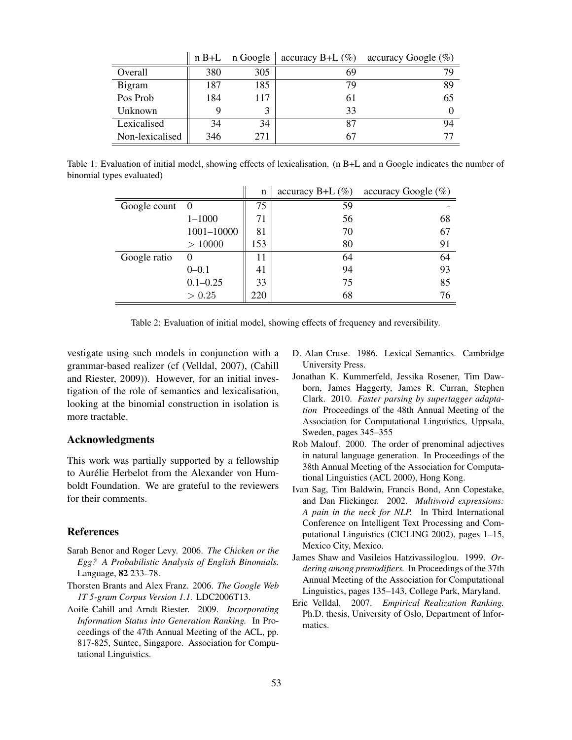| | n B+L | n Google | accuracy B+L (%) | accuracy Google (%) |
|---|---|---|---|---|
| Overall | 380 | 305 | 69 | 79 |
| Bigram | 187 | 185 | 79 | 89 |
| Pos Prob | 184 | 117 | 61 | 65 |
| Unknown | 9 | 3 | 33 | 0 |
| Lexicalised | 34 | 34 | 87 | 94 |
| Non-lexicalised | 346 | 271 | 67 | 77 |

Table 1: Evaluation of initial model, showing effects of lexicalisation. (n B+L and n Google indicates the number of binomial types evaluated)

| | | n | accuracy B+L (%) | accuracy Google (%) |
|---|---|---|---|---|
| Google count | 0 | 75 | 59 | - |
| | 1–1000 | 71 | 56 | 68 |
| | 1001–10000 | 81 | 70 | 67 |
| | $> 10000$ | 153 | 80 | 91 |
| Google ratio | 0 | 11 | 64 | 64 |
| | 0–0.1 | 41 | 94 | 93 |
| | 0.1–0.25 | 33 | 75 | 85 |
| | $> 0.25$ | 220 | 68 | 76 |

Table 2: Evaluation of initial model, showing effects of frequency and reversibility.

vestigate using such models in conjunction with a grammar-based realizer (cf (Velldal, 2007), (Cahill and Riester, 2009)). However, for an initial investigation of the role of semantics and lexicalisation, looking at the binomial construction in isolation is more tractable.

## Acknowledgments

This work was partially supported by a fellowship to Aurélie Herbelot from the Alexander von Humboldt Foundation. We are grateful to the reviewers for their comments.

## References

Sarah Benor and Roger Levy. 2006. *The Chicken or the Egg? A Probabilistic Analysis of English Binomials.* Language, **82** 233–78.

Thorsten Brants and Alex Franz. 2006. *The Google Web 1T 5-gram Corpus Version 1.1.* LDC2006T13.

Aoife Cahill and Arndt Riester. 2009. *Incorporating Information Status into Generation Ranking.* In Proceedings of the 47th Annual Meeting of the ACL, pp. 817-825, Suntec, Singapore. Association for Computational Linguistics.

D. Alan Cruse. 1986. Lexical Semantics. Cambridge University Press.

Jonathan K. Kummerfeld, Jessika Rosener, Tim Dawborn, James Haggerty, James R. Curran, Stephen Clark. 2010. *Faster parsing by supertagger adaptation* Proceedings of the 48th Annual Meeting of the Association for Computational Linguistics, Uppsala, Sweden, pages 345–355

Rob Malouf. 2000. The order of prenominal adjectives in natural language generation. In Proceedings of the 38th Annual Meeting of the Association for Computational Linguistics (ACL 2000), Hong Kong.

Ivan Sag, Tim Baldwin, Francis Bond, Ann Copestake, and Dan Flickinger. 2002. *Multiword expressions: A pain in the neck for NLP.* In Third International Conference on Intelligent Text Processing and Computational Linguistics (CICLING 2002), pages 1–15, Mexico City, Mexico.

James Shaw and Vasileios Hatzivassiloglou. 1999. *Ordering among premodifiers.* In Proceedings of the 37th Annual Meeting of the Association for Computational Linguistics, pages 135–143, College Park, Maryland.

Eric Velldal. 2007. *Empirical Realization Ranking.* Ph.D. thesis, University of Oslo, Department of Informatics.